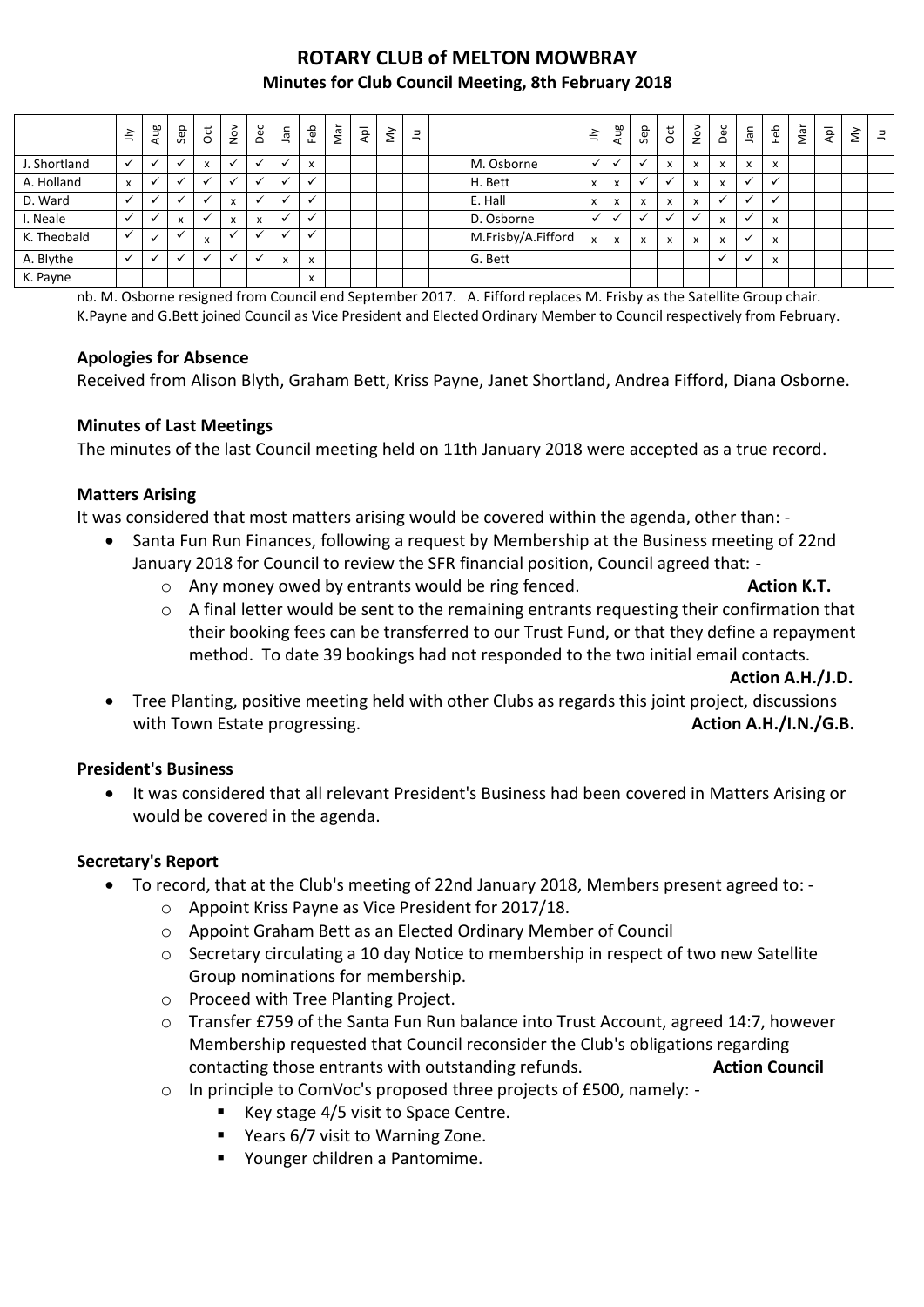# ROTARY CLUB of MELTON MOWBRAY

## Minutes for Club Council Meeting, 8th February 2018

| | Jly | Aug | Sep | Oct | Nov | Dec | Jan | Feb | Mar | Apl | My | Ju | | | Jly | Aug | Sep | Oct | Nov | Dec | Jan | Feb | Mar | Apl | My | Ju |
|---|---|---|---|---|---|---|---|---|---|---|---|---|---|---|---|---|---|---|---|---|---|---|---|---|---|---|
| J. Shortland | ✓ | ✓ | ✓ | x | ✓ | ✓ | ✓ | x | | | | | | M. Osborne | ✓ | ✓ | ✓ | x | x | x | x | x | | | | |
| A. Holland | x | ✓ | ✓ | ✓ | ✓ | ✓ | ✓ | ✓ | | | | | | H. Bett | x | x | ✓ | ✓ | x | x | ✓ | ✓ | | | | |
| D. Ward | ✓ | ✓ | ✓ | ✓ | x | ✓ | ✓ | ✓ | | | | | | E. Hall | x | x | x | x | x | ✓ | ✓ | ✓ | | | | |
| I. Neale | ✓ | ✓ | x | ✓ | x | x | ✓ | ✓ | | | | | | D. Osborne | ✓ | ✓ | ✓ | ✓ | ✓ | x | ✓ | x | | | | |
| K. Theobald | ✓ | ✓ | ✓ | x | ✓ | ✓ | ✓ | ✓ | | | | | | M.Frisby/A.Fifford | x | x | x | x | x | x | ✓ | x | | | | |
| A. Blythe | ✓ | ✓ | ✓ | ✓ | ✓ | ✓ | x | x | | | | | | G. Bett | | | | | | ✓ | ✓ | x | | | | |
| K. Payne | | | | | | | | x | | | | | | | | | | | | | | | | | | |

nb. M. Osborne resigned from Council end September 2017. A. Fifford replaces M. Frisby as the Satellite Group chair. K.Payne and G.Bett joined Council as Vice President and Elected Ordinary Member to Council respectively from February.

### Apologies for Absence

Received from Alison Blyth, Graham Bett, Kriss Payne, Janet Shortland, Andrea Fifford, Diana Osborne.

### Minutes of Last Meetings

The minutes of the last Council meeting held on 11th January 2018 were accepted as a true record.

### Matters Arising

It was considered that most matters arising would be covered within the agenda, other than: -

- Santa Fun Run Finances, following a request by Membership at the Business meeting of 22nd January 2018 for Council to review the SFR financial position, Council agreed that: -
  - Any money owed by entrants would be ring fenced. **Action K.T.**
  - A final letter would be sent to the remaining entrants requesting their confirmation that their booking fees can be transferred to our Trust Fund, or that they define a repayment method. To date 39 bookings had not responded to the two initial email contacts. **Action A.H./J.D.**
- Tree Planting, positive meeting held with other Clubs as regards this joint project, discussions with Town Estate progressing. **Action A.H./I.N./G.B.**

### President's Business

- It was considered that all relevant President's Business had been covered in Matters Arising or would be covered in the agenda.

### Secretary's Report

- To record, that at the Club's meeting of 22nd January 2018, Members present agreed to: -
  - Appoint Kriss Payne as Vice President for 2017/18.
  - Appoint Graham Bett as an Elected Ordinary Member of Council
  - Secretary circulating a 10 day Notice to membership in respect of two new Satellite Group nominations for membership.
  - Proceed with Tree Planting Project.
  - Transfer £759 of the Santa Fun Run balance into Trust Account, agreed 14:7, however Membership requested that Council reconsider the Club's obligations regarding contacting those entrants with outstanding refunds. **Action Council**
  - In principle to ComVoc's proposed three projects of £500, namely: -
    - Key stage 4/5 visit to Space Centre.
    - Years 6/7 visit to Warning Zone.
    - Younger children a Pantomime.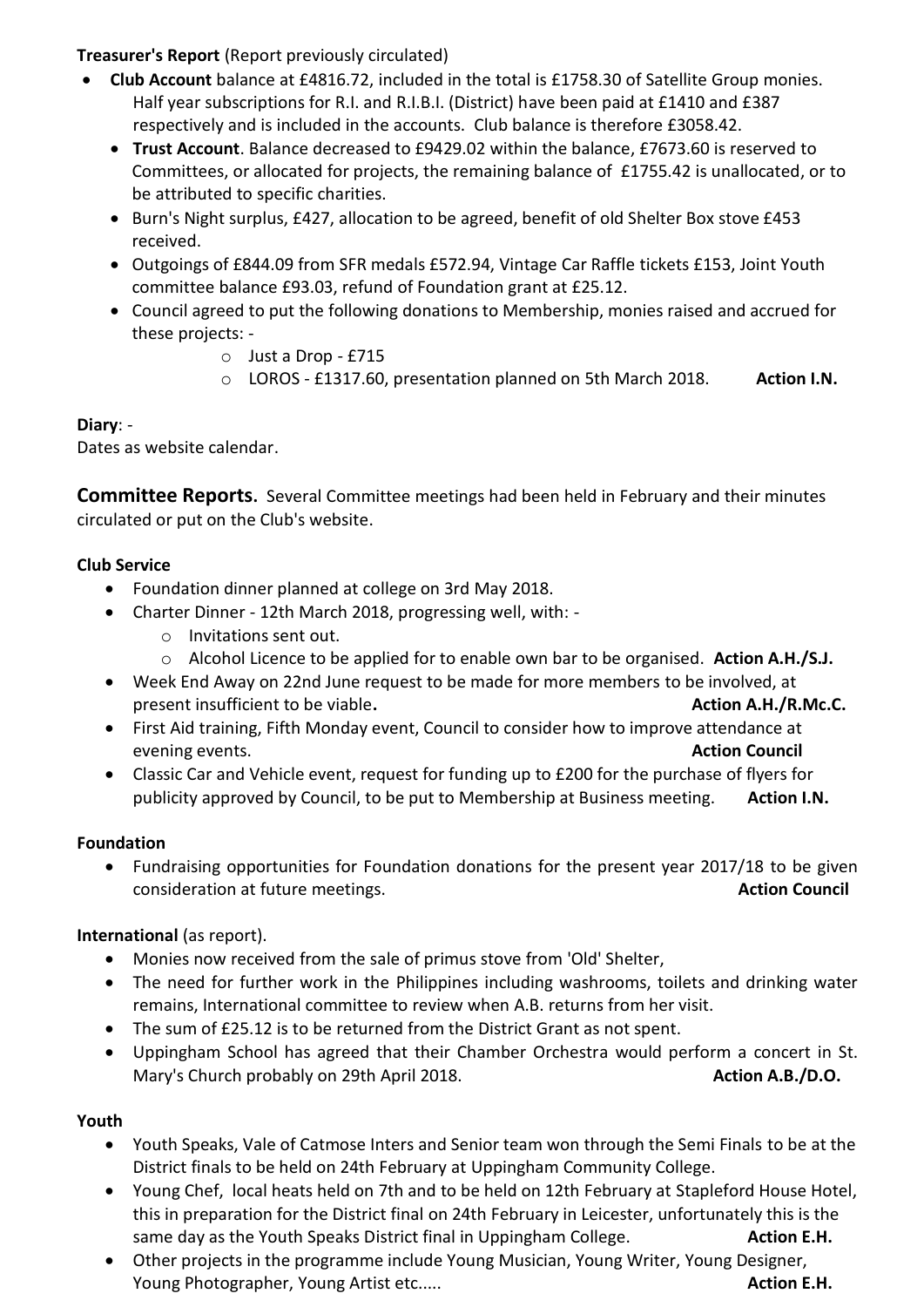**Treasurer's Report** (Report previously circulated)

- **Club Account** balance at £4816.72, included in the total is £1758.30 of Satellite Group monies. Half year subscriptions for R.I. and R.I.B.I. (District) have been paid at £1410 and £387 respectively and is included in the accounts. Club balance is therefore £3058.42.
- **Trust Account**. Balance decreased to £9429.02 within the balance, £7673.60 is reserved to Committees, or allocated for projects, the remaining balance of £1755.42 is unallocated, or to be attributed to specific charities.
- Burn's Night surplus, £427, allocation to be agreed, benefit of old Shelter Box stove £453 received.
- Outgoings of £844.09 from SFR medals £572.94, Vintage Car Raffle tickets £153, Joint Youth committee balance £93.03, refund of Foundation grant at £25.12.
- Council agreed to put the following donations to Membership, monies raised and accrued for these projects: -
  - Just a Drop - £715
  - LOROS - £1317.60, presentation planned on 5th March 2018. **Action I.N.**

**Diary**: -
Dates as website calendar.

**Committee Reports.** Several Committee meetings had been held in February and their minutes circulated or put on the Club's website.

**Club Service**

- Foundation dinner planned at college on 3rd May 2018.
- Charter Dinner - 12th March 2018, progressing well, with: -
  - Invitations sent out.
  - Alcohol Licence to be applied for to enable own bar to be organised. **Action A.H./S.J.**
- Week End Away on 22nd June request to be made for more members to be involved, at present insufficient to be viable**.** **Action A.H./R.Mc.C.**
- First Aid training, Fifth Monday event, Council to consider how to improve attendance at evening events. **Action Council**
- Classic Car and Vehicle event, request for funding up to £200 for the purchase of flyers for publicity approved by Council, to be put to Membership at Business meeting. **Action I.N.**

**Foundation**

- Fundraising opportunities for Foundation donations for the present year 2017/18 to be given consideration at future meetings. **Action Council**

**International** (as report).

- Monies now received from the sale of primus stove from 'Old' Shelter,
- The need for further work in the Philippines including washrooms, toilets and drinking water remains, International committee to review when A.B. returns from her visit.
- The sum of £25.12 is to be returned from the District Grant as not spent.
- Uppingham School has agreed that their Chamber Orchestra would perform a concert in St. Mary's Church probably on 29th April 2018. **Action A.B./D.O.**

**Youth**

- Youth Speaks, Vale of Catmose Inters and Senior team won through the Semi Finals to be at the District finals to be held on 24th February at Uppingham Community College.
- Young Chef, local heats held on 7th and to be held on 12th February at Stapleford House Hotel, this in preparation for the District final on 24th February in Leicester, unfortunately this is the same day as the Youth Speaks District final in Uppingham College. **Action E.H.**
- Other projects in the programme include Young Musician, Young Writer, Young Designer, Young Photographer, Young Artist etc..... **Action E.H.**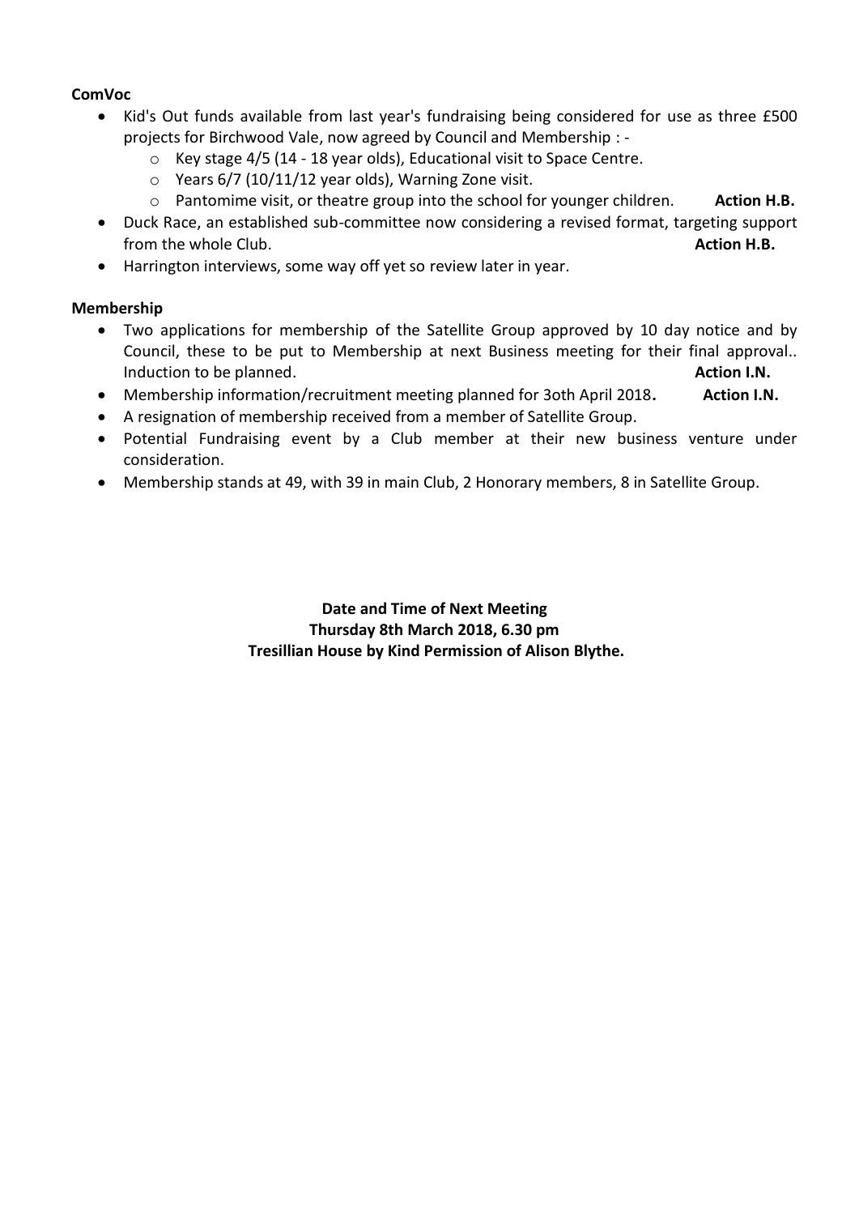**ComVoc**

- Kid's Out funds available from last year's fundraising being considered for use as three £500 projects for Birchwood Vale, now agreed by Council and Membership : -
  - Key stage 4/5 (14 - 18 year olds), Educational visit to Space Centre.
  - Years 6/7 (10/11/12 year olds), Warning Zone visit.
  - Pantomime visit, or theatre group into the school for younger children. **Action H.B.**
- Duck Race, an established sub-committee now considering a revised format, targeting support from the whole Club. **Action H.B.**
- Harrington interviews, some way off yet so review later in year.

**Membership**

- Two applications for membership of the Satellite Group approved by 10 day notice and by Council, these to be put to Membership at next Business meeting for their final approval.. Induction to be planned. **Action I.N.**
- Membership information/recruitment meeting planned for 3oth April 2018**.** **Action I.N.**
- A resignation of membership received from a member of Satellite Group.
- Potential Fundraising event by a Club member at their new business venture under consideration.
- Membership stands at 49, with 39 in main Club, 2 Honorary members, 8 in Satellite Group.

**Date and Time of Next Meeting**
**Thursday 8th March 2018, 6.30 pm**
**Tresillian House by Kind Permission of Alison Blythe.**